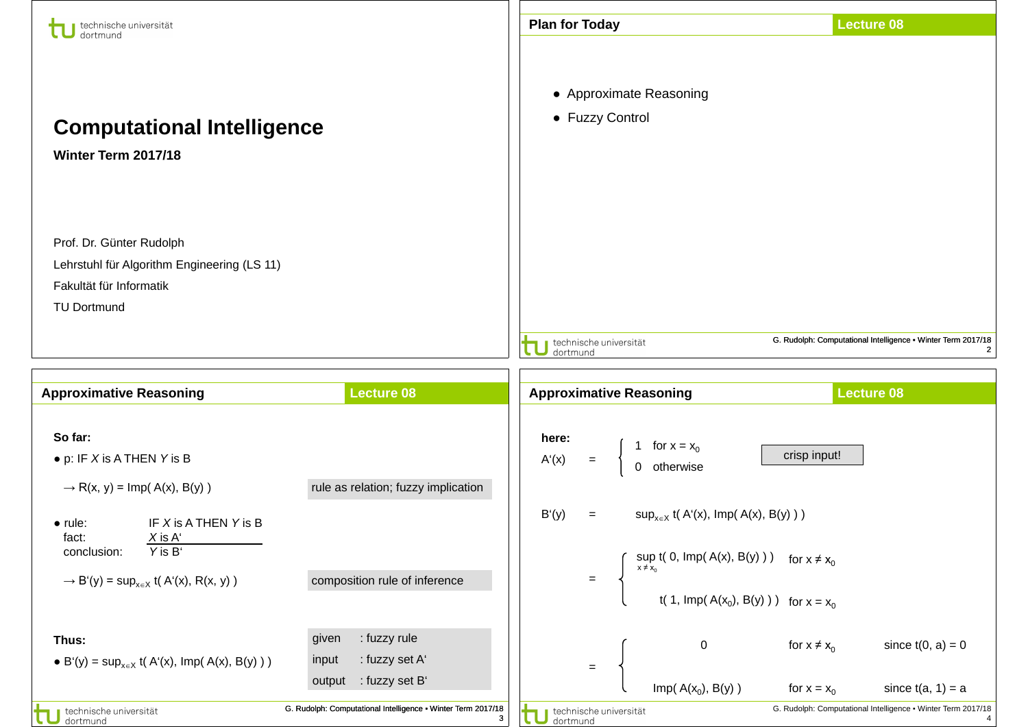# Computational Intelligence

**Winter Term 2017/18**

Prof. Dr. Günter Rudolph

Lehrstuhl für Algorithm Engineering (LS 11)

Fakultät für Informatik

TU Dortmund

## Plan for Today

- Approximate Reasoning
- Fuzzy Control

## Approximative Reasoning

**So far:**

- p: IF *X* is A THEN *Y* is B

  $\rightarrow$ R(x, y) = Imp( A(x), B(y) ) — rule as relation; fuzzy implication

- rule: IF *X* is A THEN *Y* is B
  fact: *X* is A‘
  conclusion: *Y* is B‘

  $\rightarrow$ $B'(y) = \sup_{x \in X} t( A'(x), R(x, y) )$ — composition rule of inference

**Thus:**

- $B'(y) = \sup_{x \in X} t( A'(x), Imp( A(x), B(y) ) )$

| | |
|---|---|
| given | : fuzzy rule |
| input | : fuzzy set A‘ |
| output | : fuzzy set B‘ |

## Approximative Reasoning

**here:**

$$A'(x) = \begin{cases} 1 & \text{for } x = x_0 \\ 0 & \text{otherwise} \end{cases}$$

crisp input!

$$B'(y) = \sup_{x \in X} t( A'(x), Imp( A(x), B(y) ) )$$

$$= \begin{cases} \sup_{x \neq x_0} t( 0, Imp( A(x), B(y) ) ) & \text{for } x \neq x_0 \\ t( 1, Imp( A(x_0), B(y) ) ) & \text{for } x = x_0 \end{cases}$$

$$= \begin{cases} 0 & \text{for } x \neq x_0 & \text{since } t(0, a) = 0 \\ Imp( A(x_0), B(y) ) & \text{for } x = x_0 & \text{since } t(a, 1) = a \end{cases}$$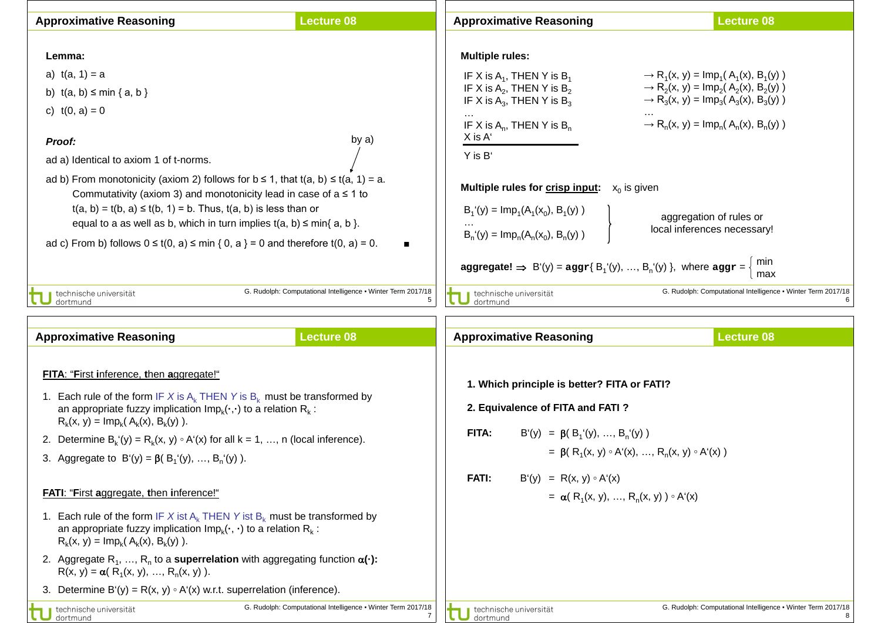## Approximative Reasoning — Lecture 08

**Lemma:**

a) $t(a, 1) = a$

b) $t(a, b) \le \min\{ a, b \}$

c) $t(0, a) = 0$

***Proof:***

ad a) Identical to axiom 1 of t-norms.

ad b) From monotonicity (axiom 2) follows for $b \le 1$, that $t(a, b) \le t(a, 1) = a$ (by a).
Commutativity (axiom 3) and monotonicity lead in case of $a \le 1$ to $t(a, b) = t(b, a) \le t(b, 1) = b$. Thus, $t(a, b)$ is less than or equal to a as well as b, which in turn implies $t(a, b) \le \min\{ a, b \}$.

ad c) From b) follows $0 \le t(0, a) \le \min\{ 0, a \} = 0$ and therefore $t(0, a) = 0$. ■

## Approximative Reasoning — Lecture 08

**Multiple rules:**

IF X is $A_1$, THEN Y is $B_1$ → $R_1(x, y) = \text{Imp}_1( A_1(x), B_1(y) )$
IF X is $A_2$, THEN Y is $B_2$ → $R_2(x, y) = \text{Imp}_2( A_2(x), B_2(y) )$
IF X is $A_3$, THEN Y is $B_3$ → $R_3(x, y) = \text{Imp}_3( A_3(x), B_3(y) )$
… …
IF X is $A_n$, THEN Y is $B_n$ → $R_n(x, y) = \text{Imp}_n( A_n(x), B_n(y) )$
X is A‘

---

Y is B‘

**Multiple rules for <u>crisp input</u>:** $x_0$ is given

$B_1'(y) = \text{Imp}_1(A_1(x_0), B_1(y) )$
…
$B_n'(y) = \text{Imp}_n(A_n(x_0), B_n(y) )$

} aggregation of rules or local inferences necessary!

**aggregate!** ⇒ $B'(y) = \textbf{aggr}\{ B_1'(y), \dots, B_n'(y) \}$, where $\textbf{aggr} = \begin{cases} \min \\ \max \end{cases}$

## Approximative Reasoning — Lecture 08

<u>**FITA**: “**F**irst **i**nference, **t**hen **a**ggregate!“</u>

1. Each rule of the form IF *X* is $A_k$ THEN *Y* is $B_k$ must be transformed by an appropriate fuzzy implication $\text{Imp}_k(\cdot,\cdot)$ to a relation $R_k$:
   $R_k(x, y) = \text{Imp}_k( A_k(x), B_k(y) )$.
2. Determine $B_k'(y) = R_k(x, y) \circ A'(x)$ for all k = 1, …, n (local inference).
3. Aggregate to $B'(y) = \beta( B_1'(y), \dots, B_n'(y) )$.

<u>**FATI**: “**F**irst **a**ggregate, **t**hen **i**nference!“</u>

1. Each rule of the form IF *X* ist $A_k$ THEN *Y* ist $B_k$ must be transformed by an appropriate fuzzy implication $\text{Imp}_k(\cdot, \cdot)$ to a relation $R_k$:
   $R_k(x, y) = \text{Imp}_k( A_k(x), B_k(y) )$.
2. Aggregate $R_1, \dots, R_n$ to a **superrelation** with aggregating function **$\alpha(\cdot)$:**
   $R(x, y) = \alpha( R_1(x, y), \dots, R_n(x, y) )$.
3. Determine $B'(y) = R(x, y) \circ A'(x)$ w.r.t. superrelation (inference).

## Approximative Reasoning — Lecture 08

**1. Which principle is better? FITA or FATI?**

**2. Equivalence of FITA and FATI ?**

**FITA:**
$$B'(y) = \beta( B_1'(y), \dots, B_n'(y) )$$
$$= \beta( R_1(x, y) \circ A'(x), \dots, R_n(x, y) \circ A'(x) )$$

**FATI:**
$$B'(y) = R(x, y) \circ A'(x)$$
$$= \alpha( R_1(x, y), \dots, R_n(x, y) ) \circ A'(x)$$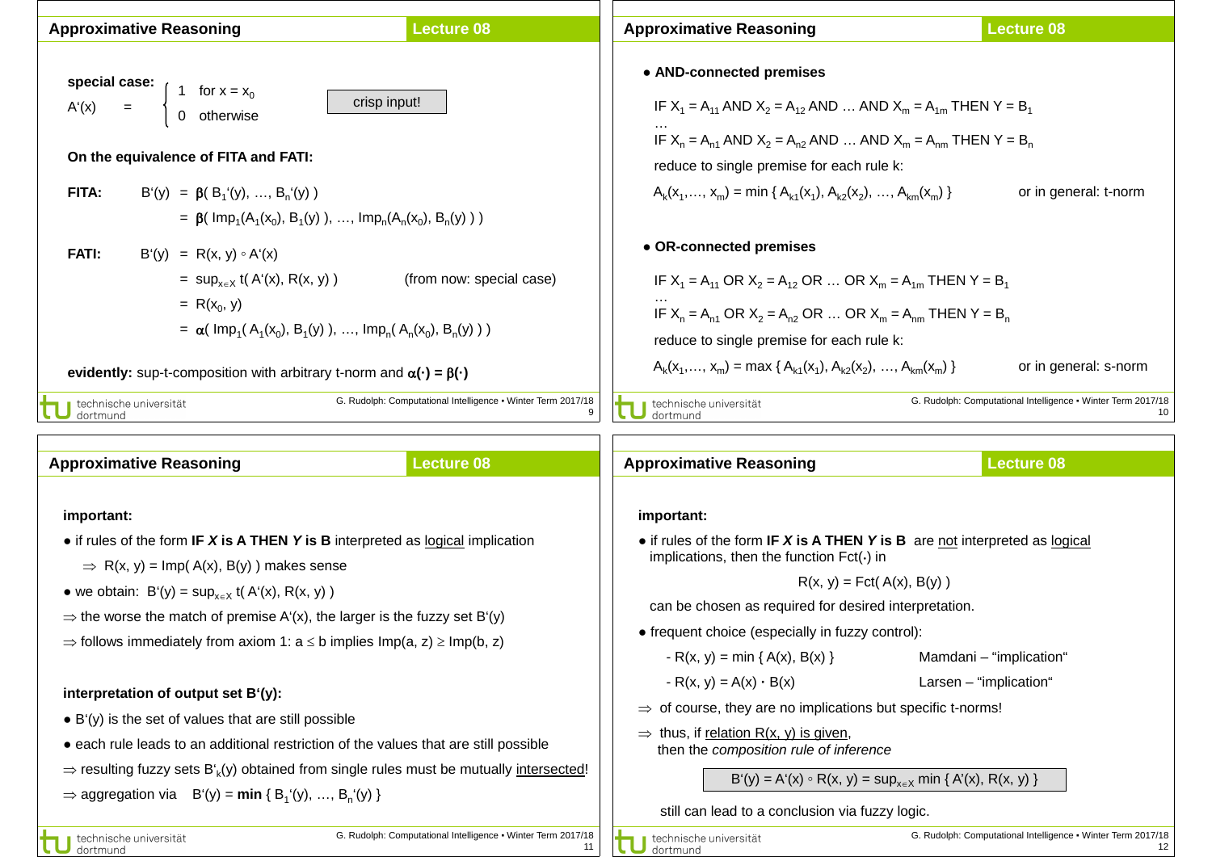## Approximative Reasoning — Lecture 08

**special case:**

$$A'(x) = \begin{cases} 1 & \text{for } x = x_0 \\ 0 & \text{otherwise} \end{cases}$$

crisp input!

**On the equivalence of FITA and FATI:**

**FITA:**

$$B'(y) = \beta(B_1'(y), \ldots, B_n'(y))$$
$$= \beta(\text{Imp}_1(A_1(x_0), B_1(y)), \ldots, \text{Imp}_n(A_n(x_0), B_n(y)))$$

**FATI:**

$$B'(y) = R(x, y) \circ A'(x)$$
$$= \sup_{x \in X} t(A'(x), R(x, y)) \quad \text{(from now: special case)}$$
$$= R(x_0, y)$$
$$= \alpha(\text{Imp}_1(A_1(x_0), B_1(y)), \ldots, \text{Imp}_n(A_n(x_0), B_n(y)))$$

**evidently:** sup-t-composition with arbitrary t-norm and $\alpha(\cdot) = \beta(\cdot)$

## Approximative Reasoning — Lecture 08

- **AND-connected premises**

IF $X_1 = A_{11}$ AND $X_2 = A_{12}$ AND … AND $X_m = A_{1m}$ THEN $Y = B_1$

…

IF $X_n = A_{n1}$ AND $X_2 = A_{n2}$ AND … AND $X_m = A_{nm}$ THEN $Y = B_n$

reduce to single premise for each rule k:

$A_k(x_1,\ldots, x_m) = \min \{ A_{k1}(x_1), A_{k2}(x_2), \ldots, A_{km}(x_m) \}$ — or in general: t-norm

- **OR-connected premises**

IF $X_1 = A_{11}$ OR $X_2 = A_{12}$ OR … OR $X_m = A_{1m}$ THEN $Y = B_1$

…

IF $X_n = A_{n1}$ OR $X_2 = A_{n2}$ OR … OR $X_m = A_{nm}$ THEN $Y = B_n$

reduce to single premise for each rule k:

$A_k(x_1,\ldots, x_m) = \max \{ A_{k1}(x_1), A_{k2}(x_2), \ldots, A_{km}(x_m) \}$ — or in general: s-norm

## Approximative Reasoning — Lecture 08

**important:**

- if rules of the form **IF *X* is A THEN *Y* is B** interpreted as logical implication
  - $\Rightarrow$ $R(x, y) = \text{Imp}(A(x), B(y))$ makes sense
- we obtain: $B'(y) = \sup_{x \in X} t(A'(x), R(x, y))$

$\Rightarrow$ the worse the match of premise $A'(x)$, the larger is the fuzzy set $B'(y)$

$\Rightarrow$ follows immediately from axiom 1: $a \le b$ implies $\text{Imp}(a, z) \ge \text{Imp}(b, z)$

**interpretation of output set B'(y):**

- $B'(y)$ is the set of values that are still possible
- each rule leads to an additional restriction of the values that are still possible

$\Rightarrow$ resulting fuzzy sets $B'_k(y)$ obtained from single rules must be mutually intersected!

$\Rightarrow$ aggregation via $B'(y) = \textbf{min} \{ B_1'(y), \ldots, B_n'(y) \}$

## Approximative Reasoning — Lecture 08

**important:**

- if rules of the form **IF *X* is A THEN *Y* is B** are not interpreted as logical implications, then the function $\text{Fct}(\cdot)$ in

$$R(x, y) = \text{Fct}(A(x), B(y))$$

can be chosen as required for desired interpretation.

- frequent choice (especially in fuzzy control):
  - $R(x, y) = \min \{ A(x), B(x) \}$ — Mamdani – "implication"
  - $R(x, y) = A(x) \cdot B(x)$ — Larsen – "implication"

$\Rightarrow$ of course, they are no implications but specific t-norms!

$\Rightarrow$ thus, if relation $R(x, y)$ is given, then the *composition rule of inference*

$$B'(y) = A'(x) \circ R(x, y) = \sup_{x \in X} \min \{ A'(x), R(x, y) \}$$

still can lead to a conclusion via fuzzy logic.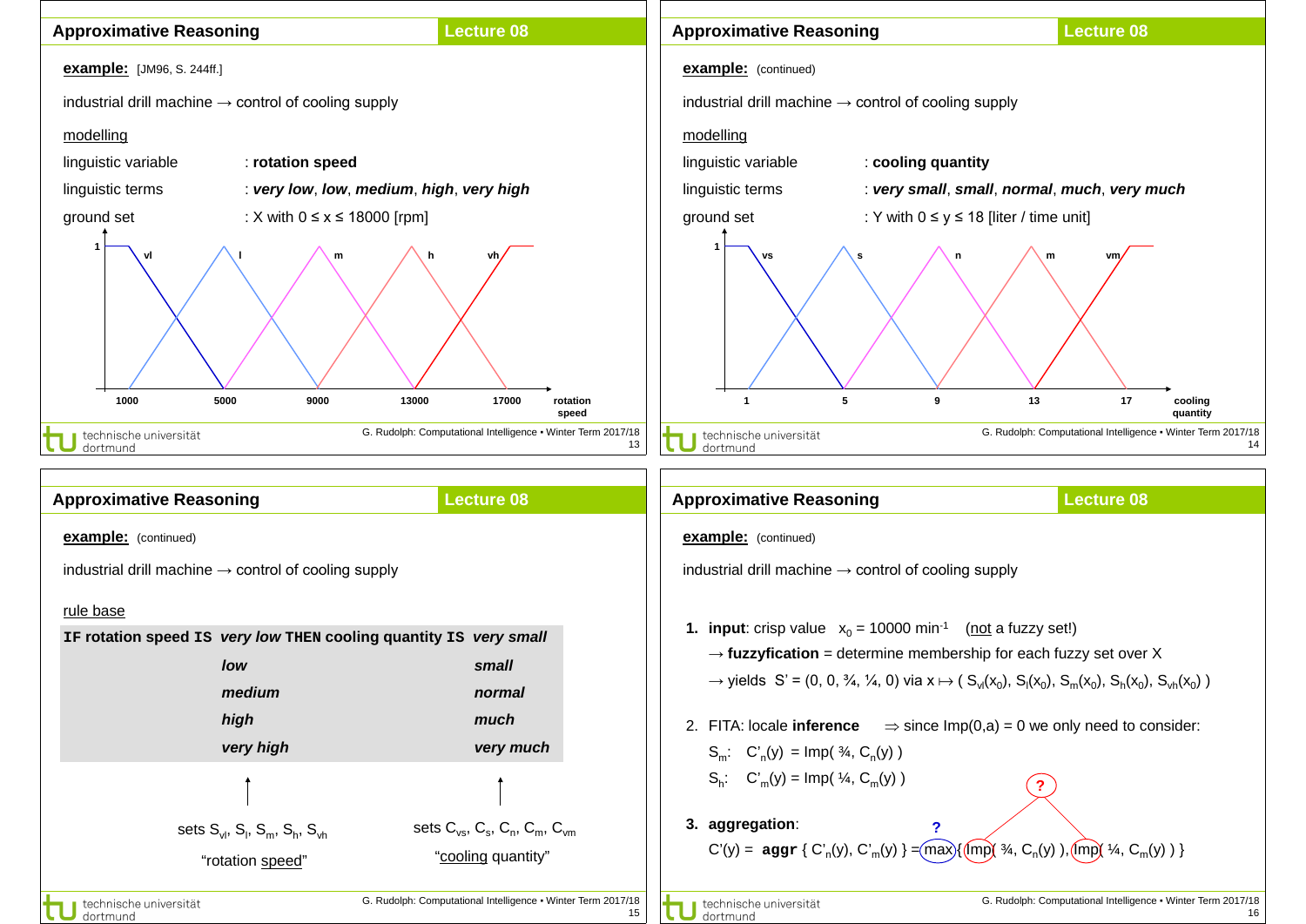## Approximative Reasoning — Lecture 08

**example:** [JM96, S. 244ff.]

industrial drill machine → control of cooling supply

modelling

linguistic variable : **rotation speed**

linguistic terms : ***very low***, ***low***, ***medium***, ***high***, ***very high***

ground set : X with 0 ≤ x ≤ 18000 [rpm]

(membership functions vl, l, m, h, vh over rotation speed; axis marks 1000, 5000, 9000, 13000, 17000)

## Approximative Reasoning — Lecture 08

**example:** (continued)

industrial drill machine → control of cooling supply

modelling

linguistic variable : **cooling quantity**

linguistic terms : ***very small***, ***small***, ***normal***, ***much***, ***very much***

ground set : Y with 0 ≤ y ≤ 18 [liter / time unit]

(membership functions vs, s, n, m, vm over cooling quantity; axis marks 1, 5, 9, 13, 17)

## Approximative Reasoning — Lecture 08

**example:** (continued)

industrial drill machine → control of cooling supply

rule base

| IF rotation speed IS | | THEN cooling quantity IS | |
|---|---|---|---|
| | *very low* | | *very small* |
| | *low* | | *small* |
| | *medium* | | *normal* |
| | *high* | | *much* |
| | *very high* | | *very much* |

sets $S_{vl}, S_l, S_m, S_h, S_{vh}$ — "rotation speed"

sets $C_{vs}, C_s, C_n, C_m, C_{vm}$ — "cooling quantity"

## Approximative Reasoning — Lecture 08

**example:** (continued)

industrial drill machine → control of cooling supply

1. **input**: crisp value $x_0 = 10000 \text{ min}^{-1}$ (not a fuzzy set!)
   → **fuzzyfication** = determine membership for each fuzzy set over X
   → yields $S' = (0, 0, ¾, ¼, 0)$ via $x \mapsto (S_{vl}(x_0), S_l(x_0), S_m(x_0), S_h(x_0), S_{vh}(x_0))$

2. FITA: locale **inference** ⇒ since Imp(0,a) = 0 we only need to consider:
   $S_m$: $C'_n(y) = \text{Imp}(¾, C_n(y))$
   $S_h$: $C'_m(y) = \text{Imp}(¼, C_m(y))$

3. **aggregation**:
   $C'(y) = \textbf{aggr}\{ C'_n(y), C'_m(y) \} = \max\{ \text{Imp}(¾, C_n(y)), \text{Imp}(¼, C_m(y)) \}$

   ? (max) ? (Imp)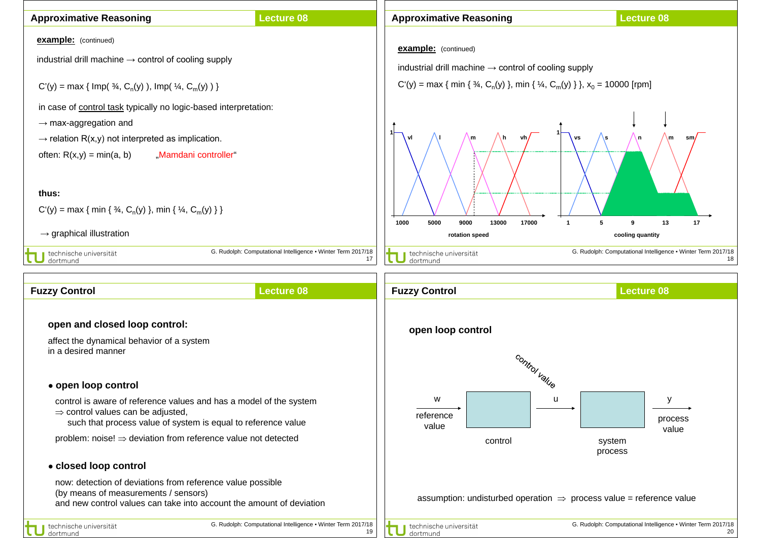## Approximative Reasoning — Lecture 08

**example:** (continued)

industrial drill machine → control of cooling supply

$C'(y) = \max \{ \text{Imp}(\frac{3}{4}, C_n(y)), \text{Imp}(\frac{1}{4}, C_m(y)) \}$

in case of <u>control task</u> typically no logic-based interpretation:

→ max-aggregation and

→ relation $R(x,y)$ not interpreted as implication.

often: $R(x,y) = \min(a, b)$ „Mamdani controller"

**thus:**

$C'(y) = \max \{ \min \{ \frac{3}{4}, C_n(y) \}, \min \{ \frac{1}{4}, C_m(y) \} \}$

→ graphical illustration

## Approximative Reasoning — Lecture 08

**example:** (continued)

industrial drill machine → control of cooling supply

$C'(y) = \max \{ \min \{ \frac{3}{4}, C_n(y) \}, \min \{ \frac{1}{4}, C_m(y) \} \}$, $x_0 = 10000$ [rpm]

rotation speed: vl, l, m, h, vh (1000, 5000, 9000, 13000, 17000)

cooling quantity: vs, s, n, m, sm (1, 5, 9, 13, 17)

## Fuzzy Control — Lecture 08

### open and closed loop control:

affect the dynamical behavior of a system in a desired manner

- **open loop control**

  control is aware of reference values and has a model of the system
  ⇒ control values can be adjusted,
  such that process value of system is equal to reference value

  problem: noise! ⇒ deviation from reference value not detected

- **closed loop control**

  now: detection of deviations from reference value possible
  (by means of measurements / sensors)
  and new control values can take into account the amount of deviation

## Fuzzy Control — Lecture 08

### open loop control

w (reference value) → control → u (control value) → system process → y (process value)

assumption: undisturbed operation ⇒ process value = reference value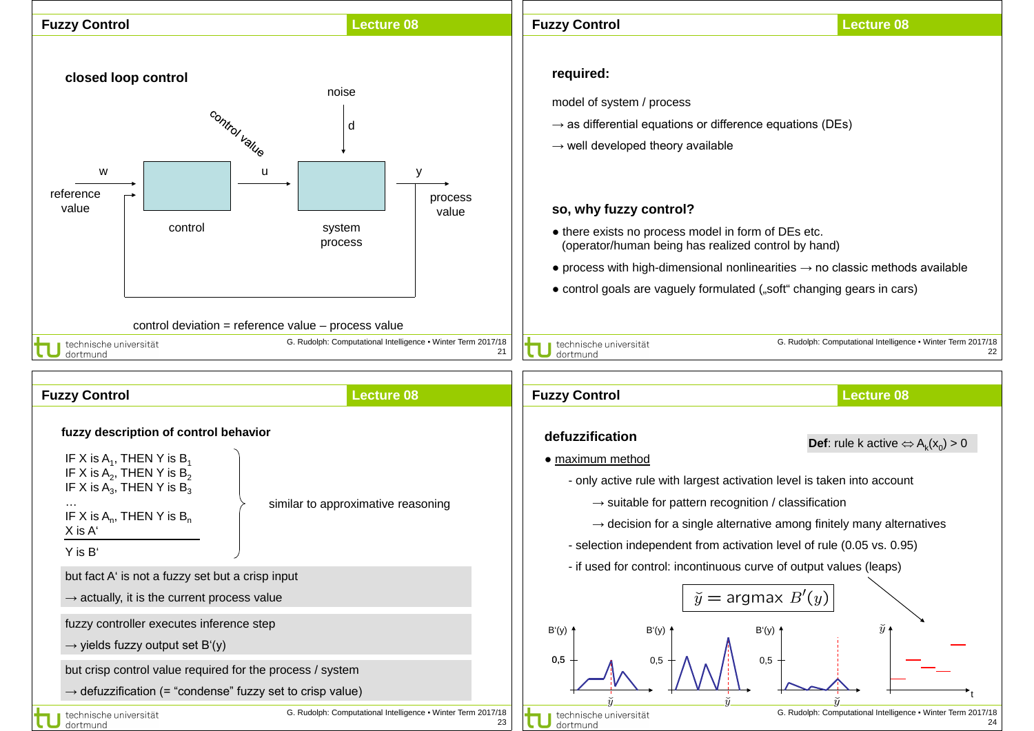## Fuzzy Control — Lecture 08

### closed loop control

noise

d

control value

w — reference value → control → u → system process → y — process value

control deviation = reference value – process value

## Fuzzy Control — Lecture 08

**required:**

model of system / process

→ as differential equations or difference equations (DEs)

→ well developed theory available

**so, why fuzzy control?**

- there exists no process model in form of DEs etc. (operator/human being has realized control by hand)
- process with high-dimensional nonlinearities → no classic methods available
- control goals are vaguely formulated („soft" changing gears in cars)

## Fuzzy Control — Lecture 08

**fuzzy description of control behavior**

IF X is $A_1$, THEN Y is $B_1$
IF X is $A_2$, THEN Y is $B_2$
IF X is $A_3$, THEN Y is $B_3$
…
IF X is $A_n$, THEN Y is $B_n$
X is A‘

Y is B‘

similar to approximative reasoning

but fact A‘ is not a fuzzy set but a crisp input

→ actually, it is the current process value

fuzzy controller executes inference step

→ yields fuzzy output set B‘(y)

but crisp control value required for the process / system

→ defuzzification (= “condense” fuzzy set to crisp value)

## Fuzzy Control — Lecture 08

**defuzzification**

**Def**: rule k active ⇔ $A_k(x_0) > 0$

- maximum method
  - only active rule with largest activation level is taken into account
    - → suitable for pattern recognition / classification
    - → decision for a single alternative among finitely many alternatives
  - selection independent from activation level of rule (0.05 vs. 0.95)
  - if used for control: incontinuous curve of output values (leaps)

$$\breve{y} = \text{argmax } B'(y)$$

B‘(y) 0,5 $\breve{y}$ | B‘(y) 0,5 $\breve{y}$ | B‘(y) 0,5 $\breve{y}$ | $\breve{y}$ t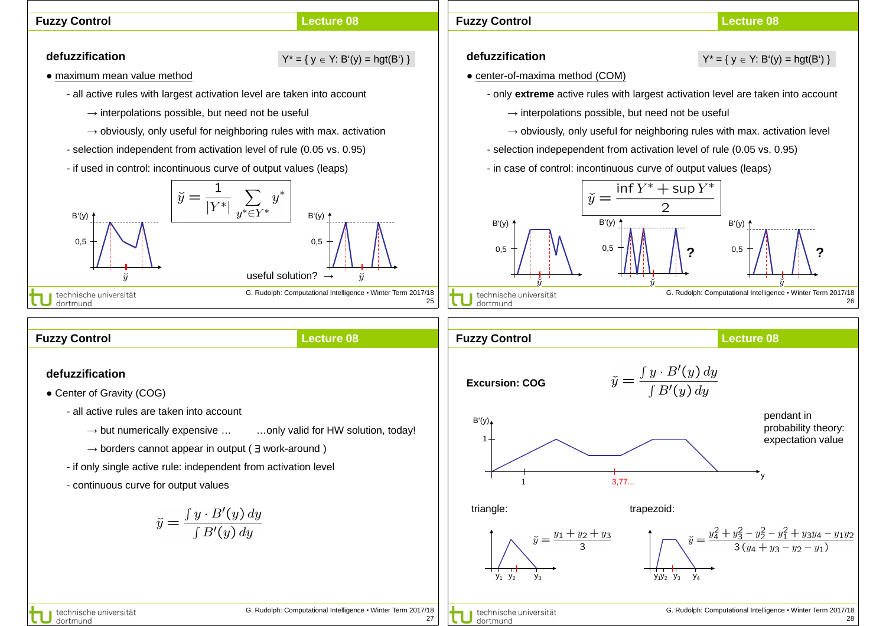## Fuzzy Control — Lecture 08

### defuzzification

$Y^* = \{ y \in Y: B'(y) = hgt(B') \}$

- maximum mean value method
  - all active rules with largest activation level are taken into account
    - → interpolations possible, but need not be useful
    - → obviously, only useful for neighboring rules with max. activation
  - selection independent from activation level of rule (0.05 vs. 0.95)
  - if used in control: incontinuous curve of output values (leaps)

$$\breve{y} = \frac{1}{|Y^*|} \sum_{y^* \in Y^*} y^*$$

B'(y), 0,5, $\breve{y}$

useful solution? →

---

## Fuzzy Control — Lecture 08

### defuzzification

$Y^* = \{ y \in Y: B'(y) = hgt(B') \}$

- center-of-maxima method (COM)
  - only **extreme** active rules with largest activation level are taken into account
    - → interpolations possible, but need not be useful
    - → obviously, only useful for neighboring rules with max. activation level
  - selection indepependent from activation level of rule (0.05 vs. 0.95)
  - in case of control: incontinuous curve of output values (leaps)

$$\breve{y} = \frac{\inf Y^* + \sup Y^*}{2}$$

B'(y), 0,5, $\breve{y}$, ?, ?

---

## Fuzzy Control — Lecture 08

### defuzzification

- Center of Gravity (COG)
  - all active rules are taken into account
    - → but numerically expensive … …only valid for HW solution, today!
    - → borders cannot appear in output ( ∃ work-around )
  - if only single active rule: independent from activation level
  - continuous curve for output values

$$\breve{y} = \frac{\int y \cdot B'(y)\, dy}{\int B'(y)\, dy}$$

---

## Fuzzy Control — Lecture 08

**Excursion: COG**

$$\breve{y} = \frac{\int y \cdot B'(y)\, dy}{\int B'(y)\, dy}$$

pendant in probability theory: expectation value

B'(y), 1, y, 1, 3,77...

triangle:

$$\breve{y} = \frac{y_1 + y_2 + y_3}{3}$$

$y_1$ $y_2$ $y_3$

trapezoid:

$$\breve{y} = \frac{y_4^2 + y_3^2 - y_2^2 - y_1^2 + y_3 y_4 - y_1 y_2}{3\,(y_4 + y_3 - y_2 - y_1)}$$

$y_1$ $y_2$ $y_3$ $y_4$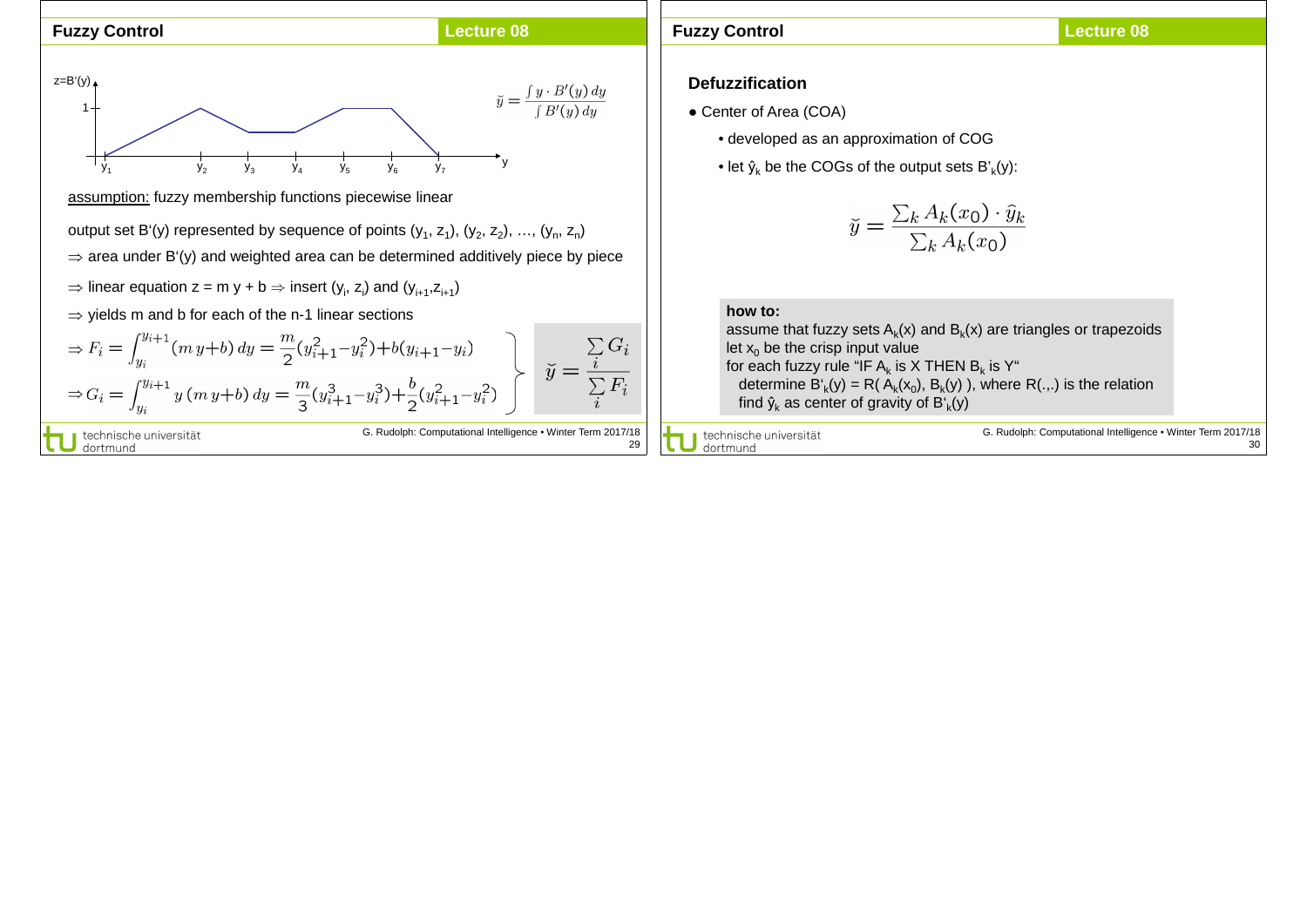## Fuzzy Control — Lecture 08

z=B'(y)

1

$y_1$ $y_2$ $y_3$ $y_4$ $y_5$ $y_6$ $y_7$ y

$$\breve{y} = \frac{\int y \cdot B'(y)\, dy}{\int B'(y)\, dy}$$

<u>assumption:</u> fuzzy membership functions piecewise linear

output set B'(y) represented by sequence of points $(y_1, z_1), (y_2, z_2), \ldots, (y_n, z_n)$

⇒ area under B'(y) and weighted area can be determined additively piece by piece

⇒ linear equation $z = m\, y + b$ ⇒ insert $(y_i, z_i)$ and $(y_{i+1}, z_{i+1})$

⇒ yields m and b for each of the n-1 linear sections

$$\Rightarrow F_i = \int_{y_i}^{y_{i+1}} (m\,y + b)\, dy = \frac{m}{2}(y_{i+1}^2 - y_i^2) + b(y_{i+1} - y_i)$$

$$\Rightarrow G_i = \int_{y_i}^{y_{i+1}} y\,(m\,y + b)\, dy = \frac{m}{3}(y_{i+1}^3 - y_i^3) + \frac{b}{2}(y_{i+1}^2 - y_i^2)$$

$$\breve{y} = \frac{\sum_i G_i}{\sum_i F_i}$$

## Fuzzy Control — Lecture 08

### Defuzzification

- Center of Area (COA)
  - developed as an approximation of COG
  - let $\hat{y}_k$ be the COGs of the output sets $B'_k(y)$:

$$\breve{y} = \frac{\sum_k A_k(x_0) \cdot \hat{y}_k}{\sum_k A_k(x_0)}$$

**how to:**

assume that fuzzy sets $A_k(x)$ and $B_k(x)$ are triangles or trapezoids
let $x_0$ be the crisp input value
for each fuzzy rule "IF $A_k$ is X THEN $B_k$ is Y"
  determine $B'_k(y) = R(\, A_k(x_0), B_k(y)\, )$, where R(.,.) is the relation
  find $\hat{y}_k$ as center of gravity of $B'_k(y)$